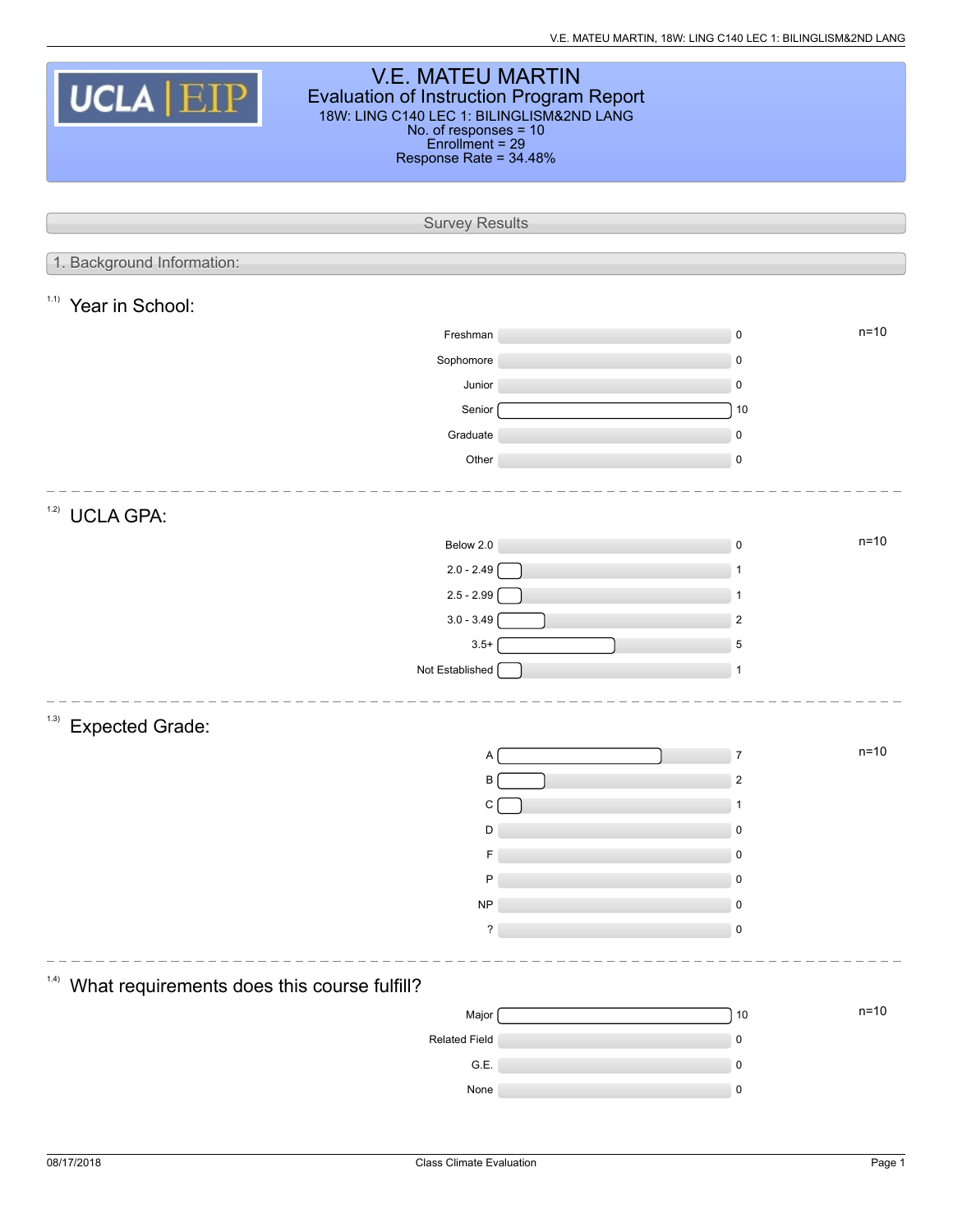# V.E. MATEU MARTIN

## Evaluation of Instruction Program Report

18W: LING C140 LEC 1: BILINGLISM&2ND LANG
No. of responses = 10
Enrollment = 29
Response Rate = 34.48%

## Survey Results

### 1. Background Information:

#### 1.1) Year in School:

n=10

| Year | Count |
|---|---|
| Freshman | 0 |
| Sophomore | 0 |
| Junior | 0 |
| Senior | 10 |
| Graduate | 0 |
| Other | 0 |

#### 1.2) UCLA GPA:

n=10

| GPA | Count |
|---|---|
| Below 2.0 | 0 |
| 2.0 - 2.49 | 1 |
| 2.5 - 2.99 | 1 |
| 3.0 - 3.49 | 2 |
| 3.5+ | 5 |
| Not Established | 1 |

#### 1.3) Expected Grade:

n=10

| Grade | Count |
|---|---|
| A | 7 |
| B | 2 |
| C | 1 |
| D | 0 |
| F | 0 |
| P | 0 |
| NP | 0 |
| ? | 0 |

#### 1.4) What requirements does this course fulfill?

n=10

| Requirement | Count |
|---|---|
| Major | 10 |
| Related Field | 0 |
| G.E. | 0 |
| None | 0 |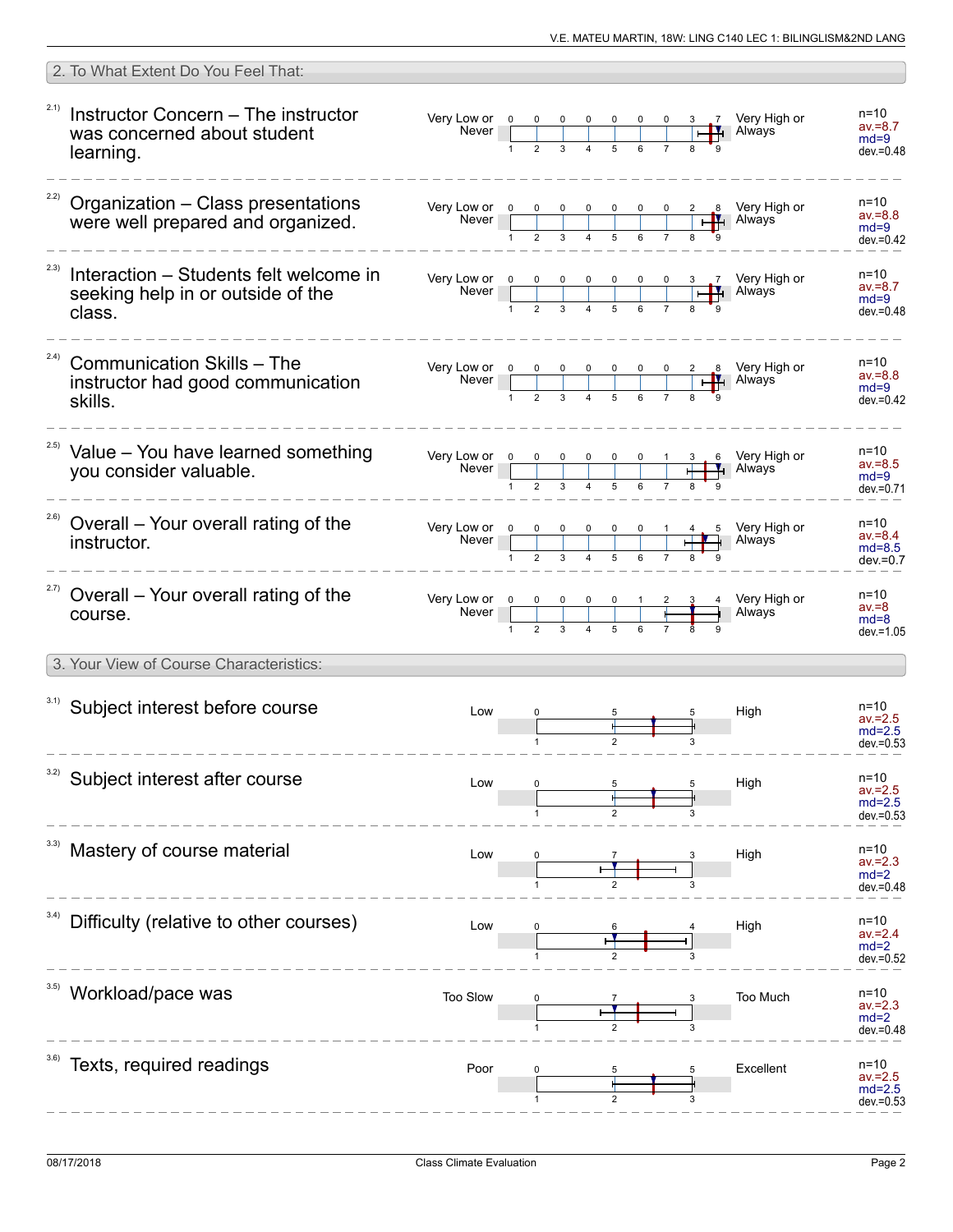## 2. To What Extent Do You Feel That:

| Item | Left label | 1 | 2 | 3 | 4 | 5 | 6 | 7 | 8 | 9 | Right label | Statistics |
|---|---|---|---|---|---|---|---|---|---|---|---|---|
| 2.1) Instructor Concern – The instructor was concerned about student learning. | Very Low or Never | 0 | 0 | 0 | 0 | 0 | 0 | 0 | 3 | 7 | Very High or Always | n=10, av.=8.7, md=9, dev.=0.48 |
| 2.2) Organization – Class presentations were well prepared and organized. | Very Low or Never | 0 | 0 | 0 | 0 | 0 | 0 | 0 | 2 | 8 | Very High or Always | n=10, av.=8.8, md=9, dev.=0.42 |
| 2.3) Interaction – Students felt welcome in seeking help in or outside of the class. | Very Low or Never | 0 | 0 | 0 | 0 | 0 | 0 | 0 | 3 | 7 | Very High or Always | n=10, av.=8.7, md=9, dev.=0.48 |
| 2.4) Communication Skills – The instructor had good communication skills. | Very Low or Never | 0 | 0 | 0 | 0 | 0 | 0 | 0 | 2 | 8 | Very High or Always | n=10, av.=8.8, md=9, dev.=0.42 |
| 2.5) Value – You have learned something you consider valuable. | Very Low or Never | 0 | 0 | 0 | 0 | 0 | 0 | 1 | 3 | 6 | Very High or Always | n=10, av.=8.5, md=9, dev.=0.71 |
| 2.6) Overall – Your overall rating of the instructor. | Very Low or Never | 0 | 0 | 0 | 0 | 0 | 0 | 1 | 4 | 5 | Very High or Always | n=10, av.=8.4, md=8.5, dev.=0.7 |
| 2.7) Overall – Your overall rating of the course. | Very Low or Never | 0 | 0 | 0 | 0 | 0 | 1 | 2 | 3 | 4 | Very High or Always | n=10, av.=8, md=8, dev.=1.05 |

## 3. Your View of Course Characteristics:

| Item | Left label | 1 | 2 | 3 | Right label | Statistics |
|---|---|---|---|---|---|---|
| 3.1) Subject interest before course | Low | 0 | 5 | 5 | High | n=10, av.=2.5, md=2.5, dev.=0.53 |
| 3.2) Subject interest after course | Low | 0 | 5 | 5 | High | n=10, av.=2.5, md=2.5, dev.=0.53 |
| 3.3) Mastery of course material | Low | 0 | 7 | 3 | High | n=10, av.=2.3, md=2, dev.=0.48 |
| 3.4) Difficulty (relative to other courses) | Low | 0 | 6 | 4 | High | n=10, av.=2.4, md=2, dev.=0.52 |
| 3.5) Workload/pace was | Too Slow | 0 | 7 | 3 | Too Much | n=10, av.=2.3, md=2, dev.=0.48 |
| 3.6) Texts, required readings | Poor | 0 | 5 | 5 | Excellent | n=10, av.=2.5, md=2.5, dev.=0.53 |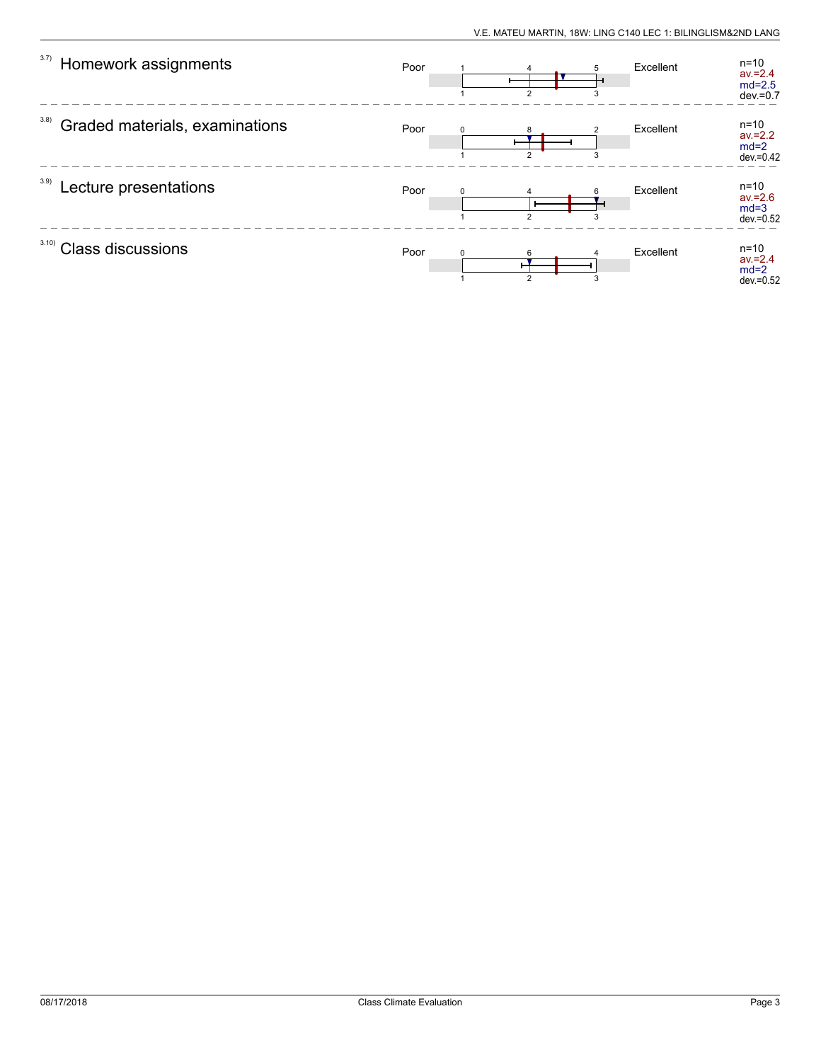| Item | | Scale | | Statistics |
|---|---|---|---|---|
| 3.7) Homework assignments | Poor | 1 / 4 / 5 (scale 1–3) | Excellent | n=10, av.=2.4, md=2.5, dev.=0.7 |
| 3.8) Graded materials, examinations | Poor | 0 / 8 / 2 (scale 1–3) | Excellent | n=10, av.=2.2, md=2, dev.=0.42 |
| 3.9) Lecture presentations | Poor | 0 / 4 / 6 (scale 1–3) | Excellent | n=10, av.=2.6, md=3, dev.=0.52 |
| 3.10) Class discussions | Poor | 0 / 6 / 4 (scale 1–3) | Excellent | n=10, av.=2.4, md=2, dev.=0.52 |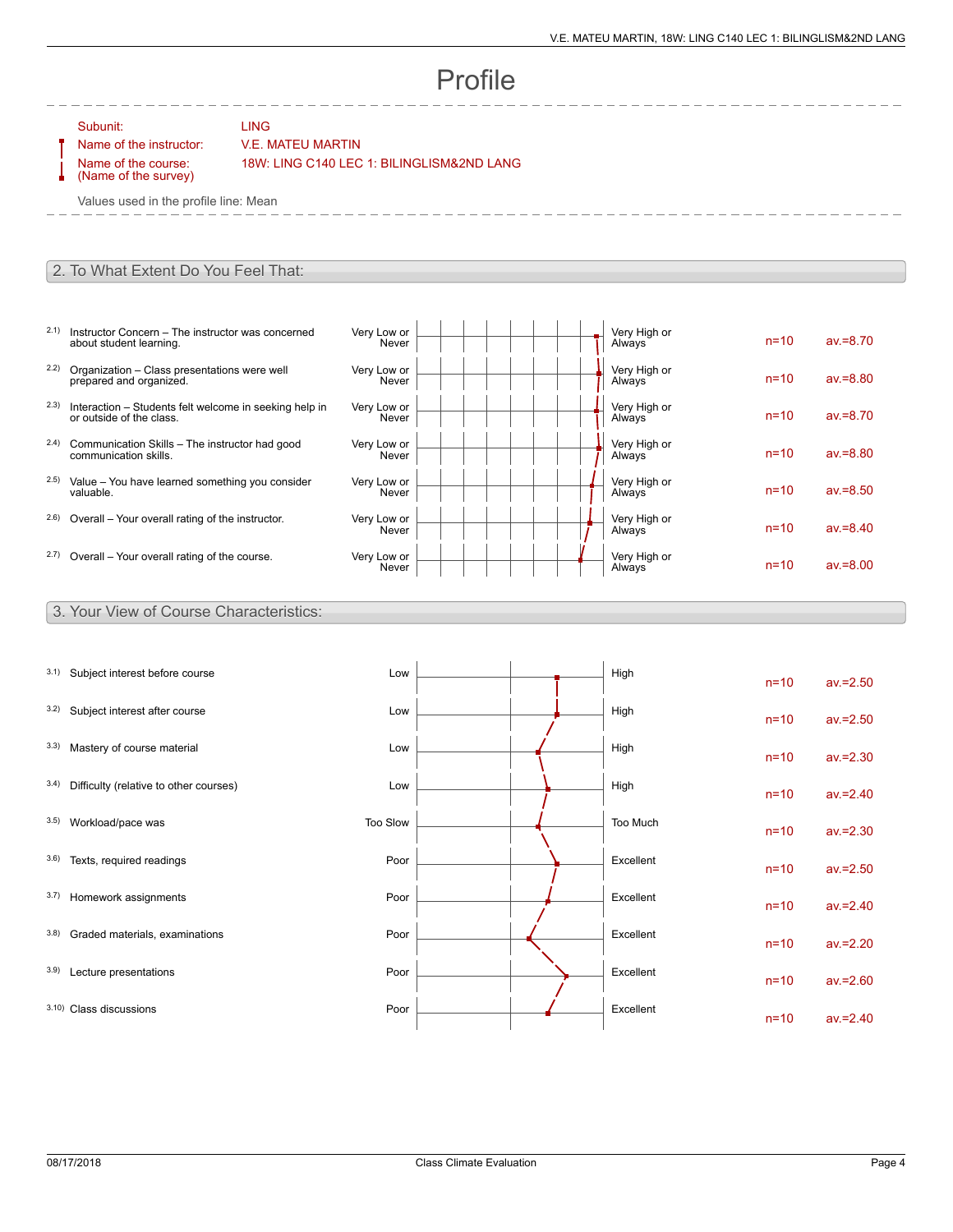# Profile

Subunit: LING

Name of the instructor: V.E. MATEU MARTIN

Name of the course: (Name of the survey) 18W: LING C140 LEC 1: BILINGLISM&2ND LANG

Values used in the profile line: Mean

## 2. To What Extent Do You Feel That:

| | Item | Left pole | Right pole | n | av. |
|---|---|---|---|---|---|
| 2.1) | Instructor Concern – The instructor was concerned about student learning. | Very Low or Never | Very High or Always | n=10 | av.=8.70 |
| 2.2) | Organization – Class presentations were well prepared and organized. | Very Low or Never | Very High or Always | n=10 | av.=8.80 |
| 2.3) | Interaction – Students felt welcome in seeking help in or outside of the class. | Very Low or Never | Very High or Always | n=10 | av.=8.70 |
| 2.4) | Communication Skills – The instructor had good communication skills. | Very Low or Never | Very High or Always | n=10 | av.=8.80 |
| 2.5) | Value – You have learned something you consider valuable. | Very Low or Never | Very High or Always | n=10 | av.=8.50 |
| 2.6) | Overall – Your overall rating of the instructor. | Very Low or Never | Very High or Always | n=10 | av.=8.40 |
| 2.7) | Overall – Your overall rating of the course. | Very Low or Never | Very High or Always | n=10 | av.=8.00 |

## 3. Your View of Course Characteristics:

| | Item | Left pole | Right pole | n | av. |
|---|---|---|---|---|---|
| 3.1) | Subject interest before course | Low | High | n=10 | av.=2.50 |
| 3.2) | Subject interest after course | Low | High | n=10 | av.=2.50 |
| 3.3) | Mastery of course material | Low | High | n=10 | av.=2.30 |
| 3.4) | Difficulty (relative to other courses) | Low | High | n=10 | av.=2.40 |
| 3.5) | Workload/pace was | Too Slow | Too Much | n=10 | av.=2.30 |
| 3.6) | Texts, required readings | Poor | Excellent | n=10 | av.=2.50 |
| 3.7) | Homework assignments | Poor | Excellent | n=10 | av.=2.40 |
| 3.8) | Graded materials, examinations | Poor | Excellent | n=10 | av.=2.20 |
| 3.9) | Lecture presentations | Poor | Excellent | n=10 | av.=2.60 |
| 3.10) | Class discussions | Poor | Excellent | n=10 | av.=2.40 |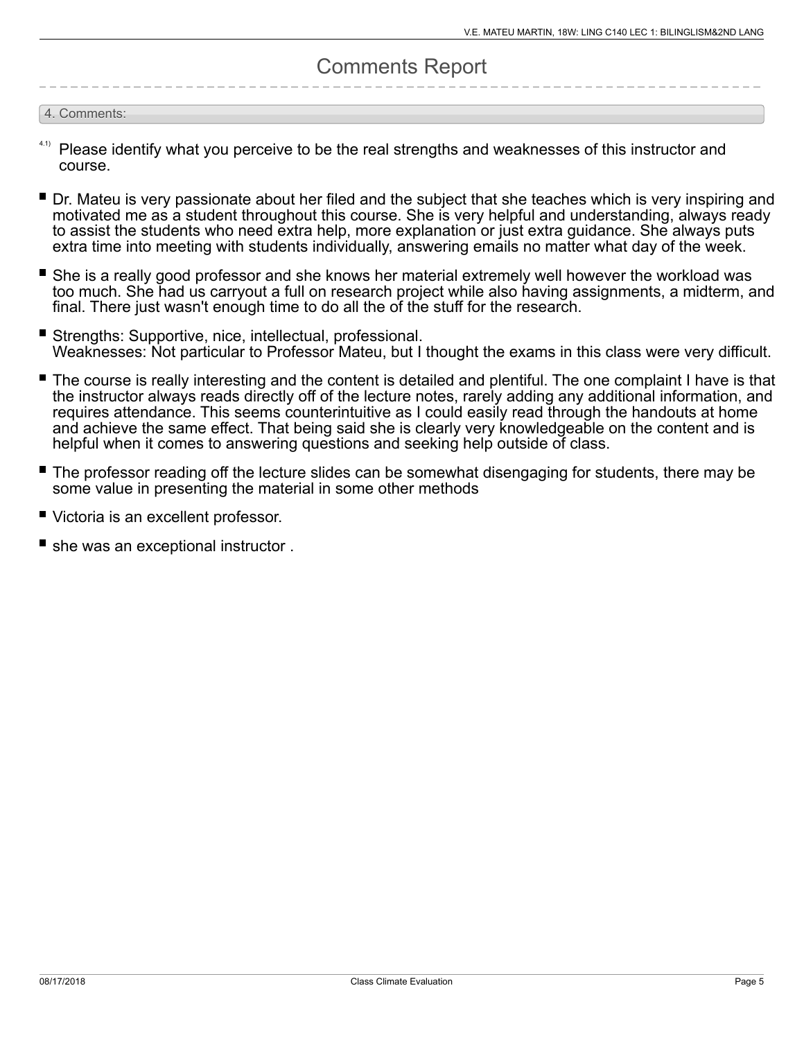# Comments Report

## 4. Comments:

4.1) Please identify what you perceive to be the real strengths and weaknesses of this instructor and course.

- Dr. Mateu is very passionate about her filed and the subject that she teaches which is very inspiring and motivated me as a student throughout this course. She is very helpful and understanding, always ready to assist the students who need extra help, more explanation or just extra guidance. She always puts extra time into meeting with students individually, answering emails no matter what day of the week.
- She is a really good professor and she knows her material extremely well however the workload was too much. She had us carryout a full on research project while also having assignments, a midterm, and final. There just wasn't enough time to do all the of the stuff for the research.
- Strengths: Supportive, nice, intellectual, professional.
  Weaknesses: Not particular to Professor Mateu, but I thought the exams in this class were very difficult.
- The course is really interesting and the content is detailed and plentiful. The one complaint I have is that the instructor always reads directly off of the lecture notes, rarely adding any additional information, and requires attendance. This seems counterintuitive as I could easily read through the handouts at home and achieve the same effect. That being said she is clearly very knowledgeable on the content and is helpful when it comes to answering questions and seeking help outside of class.
- The professor reading off the lecture slides can be somewhat disengaging for students, there may be some value in presenting the material in some other methods
- Victoria is an excellent professor.
- she was an exceptional instructor .